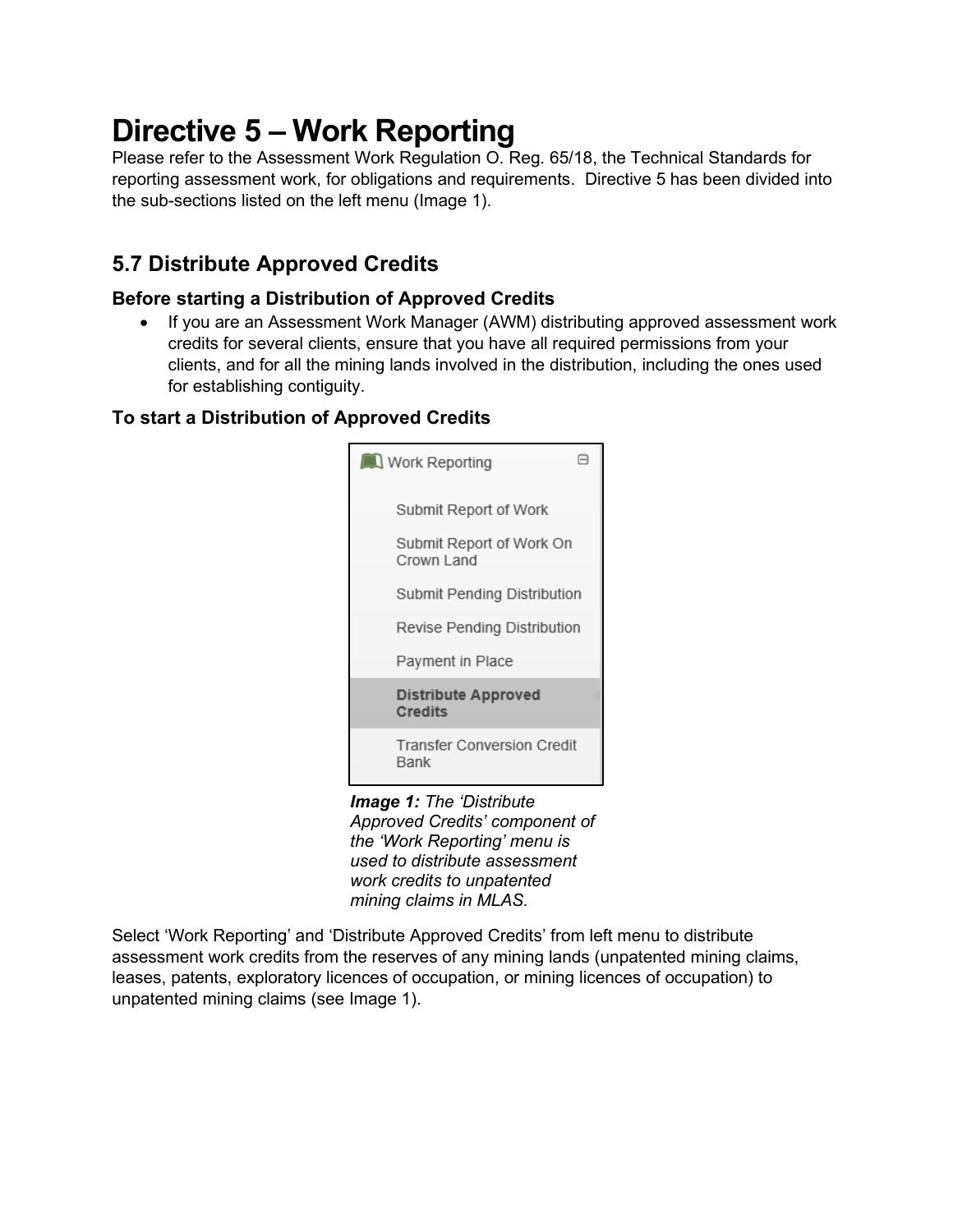# Directive 5 – Work Reporting

Please refer to the Assessment Work Regulation O. Reg. 65/18, the Technical Standards for reporting assessment work, for obligations and requirements. Directive 5 has been divided into the sub-sections listed on the left menu (Image 1).

## 5.7 Distribute Approved Credits

### Before starting a Distribution of Approved Credits

- If you are an Assessment Work Manager (AWM) distributing approved assessment work credits for several clients, ensure that you have all required permissions from your clients, and for all the mining lands involved in the distribution, including the ones used for establishing contiguity.

### To start a Distribution of Approved Credits

Work Reporting

- Submit Report of Work
- Submit Report of Work On Crown Land
- Submit Pending Distribution
- Revise Pending Distribution
- Payment in Place
- **Distribute Approved Credits**
- Transfer Conversion Credit Bank

***Image 1:*** *The 'Distribute Approved Credits' component of the 'Work Reporting' menu is used to distribute assessment work credits to unpatented mining claims in MLAS.*

Select 'Work Reporting' and 'Distribute Approved Credits' from left menu to distribute assessment work credits from the reserves of any mining lands (unpatented mining claims, leases, patents, exploratory licences of occupation, or mining licences of occupation) to unpatented mining claims (see Image 1).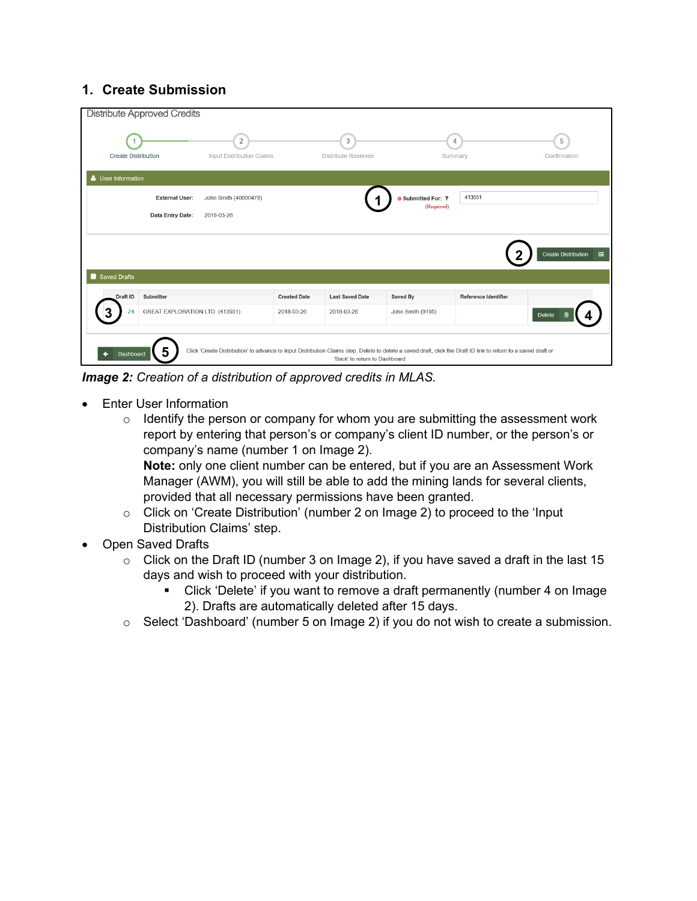## 1. Create Submission

*Image 2: Creation of a distribution of approved credits in MLAS.*

- Enter User Information
  - Identify the person or company for whom you are submitting the assessment work report by entering that person's or company's client ID number, or the person's or company's name (number 1 on Image 2).
    **Note:** only one client number can be entered, but if you are an Assessment Work Manager (AWM), you will still be able to add the mining lands for several clients, provided that all necessary permissions have been granted.
  - Click on 'Create Distribution' (number 2 on Image 2) to proceed to the 'Input Distribution Claims' step.
- Open Saved Drafts
  - Click on the Draft ID (number 3 on Image 2), if you have saved a draft in the last 15 days and wish to proceed with your distribution.
    - Click 'Delete' if you want to remove a draft permanently (number 4 on Image 2). Drafts are automatically deleted after 15 days.
  - Select 'Dashboard' (number 5 on Image 2) if you do not wish to create a submission.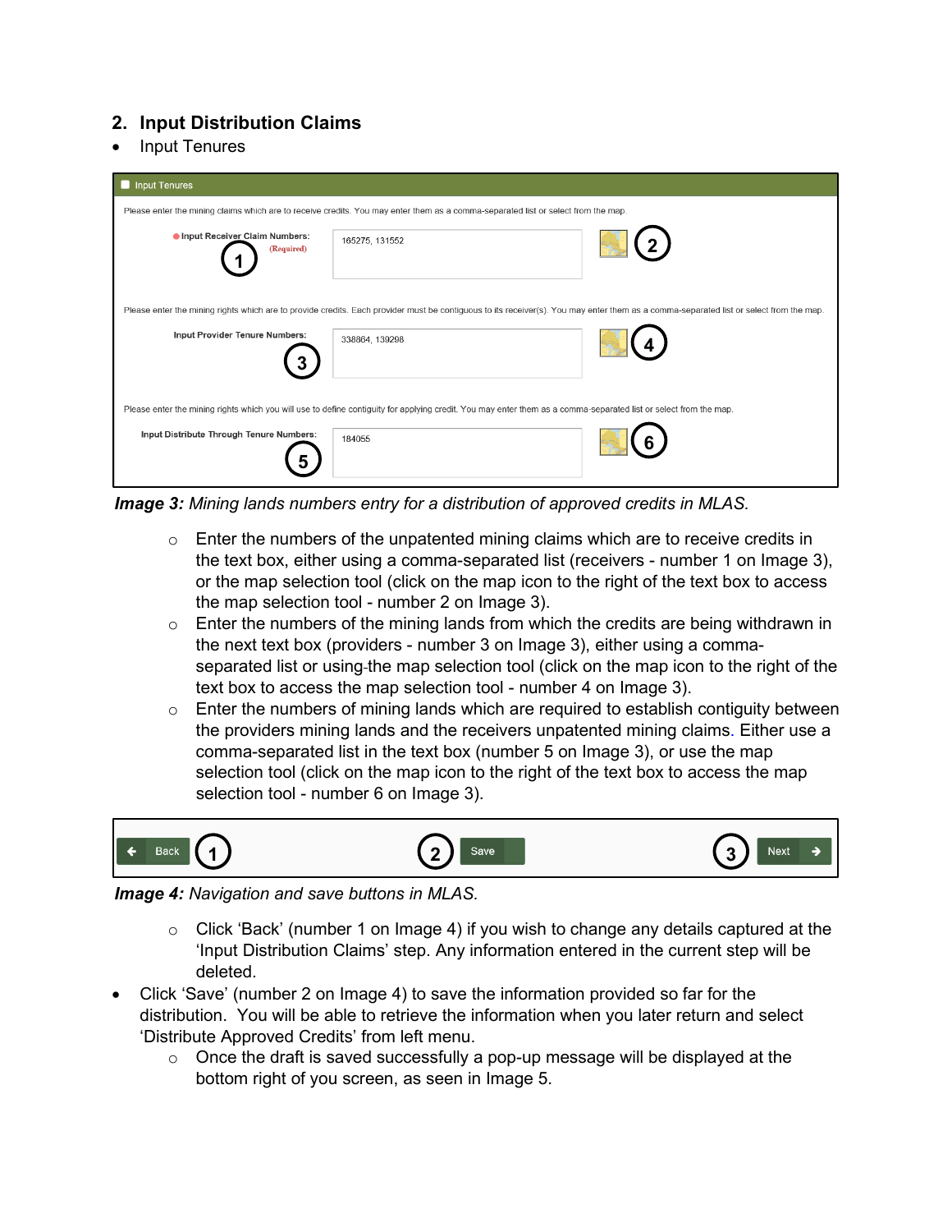## 2. Input Distribution Claims

- Input Tenures

*Image 3:* *Mining lands numbers entry for a distribution of approved credits in MLAS.*

  - Enter the numbers of the unpatented mining claims which are to receive credits in the text box, either using a comma-separated list (receivers - number 1 on Image 3), or the map selection tool (click on the map icon to the right of the text box to access the map selection tool - number 2 on Image 3).
  - Enter the numbers of the mining lands from which the credits are being withdrawn in the next text box (providers - number 3 on Image 3), either using a comma-separated list or using the map selection tool (click on the map icon to the right of the text box to access the map selection tool - number 4 on Image 3).
  - Enter the numbers of mining lands which are required to establish contiguity between the providers mining lands and the receivers unpatented mining claims. Either use a comma-separated list in the text box (number 5 on Image 3), or use the map selection tool (click on the map icon to the right of the text box to access the map selection tool - number 6 on Image 3).

*Image 4:* *Navigation and save buttons in MLAS.*

  - Click 'Back' (number 1 on Image 4) if you wish to change any details captured at the 'Input Distribution Claims' step. Any information entered in the current step will be deleted.

- Click 'Save' (number 2 on Image 4) to save the information provided so far for the distribution. You will be able to retrieve the information when you later return and select 'Distribute Approved Credits' from left menu.
  - Once the draft is saved successfully a pop-up message will be displayed at the bottom right of you screen, as seen in Image 5.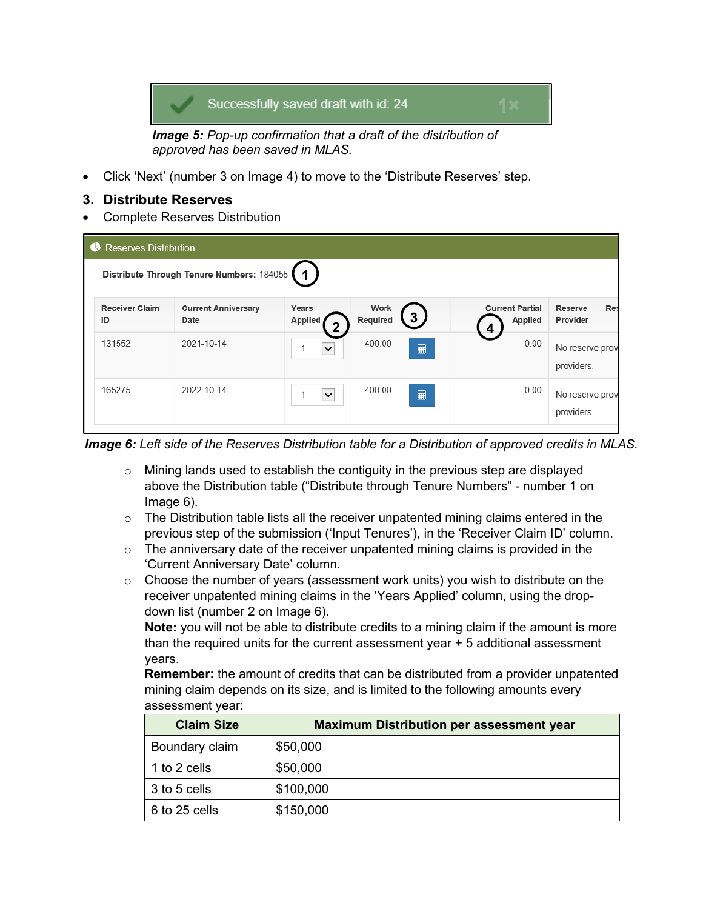*Image 5:* *Pop-up confirmation that a draft of the distribution of approved has been saved in MLAS.*

- Click 'Next' (number 3 on Image 4) to move to the 'Distribute Reserves' step.

## 3. Distribute Reserves

- Complete Reserves Distribution

*Image 6:* *Left side of the Reserves Distribution table for a Distribution of approved credits in MLAS.*

- Mining lands used to establish the contiguity in the previous step are displayed above the Distribution table ("Distribute through Tenure Numbers" - number 1 on Image 6).
- The Distribution table lists all the receiver unpatented mining claims entered in the previous step of the submission ('Input Tenures'), in the 'Receiver Claim ID' column.
- The anniversary date of the receiver unpatented mining claims is provided in the 'Current Anniversary Date' column.
- Choose the number of years (assessment work units) you wish to distribute on the receiver unpatented mining claims in the 'Years Applied' column, using the drop-down list (number 2 on Image 6).

  **Note:** you will not be able to distribute credits to a mining claim if the amount is more than the required units for the current assessment year + 5 additional assessment years.

  **Remember:** the amount of credits that can be distributed from a provider unpatented mining claim depends on its size, and is limited to the following amounts every assessment year:

| Claim Size | Maximum Distribution per assessment year |
|---|---|
| Boundary claim | $50,000 |
| 1 to 2 cells | $50,000 |
| 3 to 5 cells | $100,000 |
| 6 to 25 cells | $150,000 |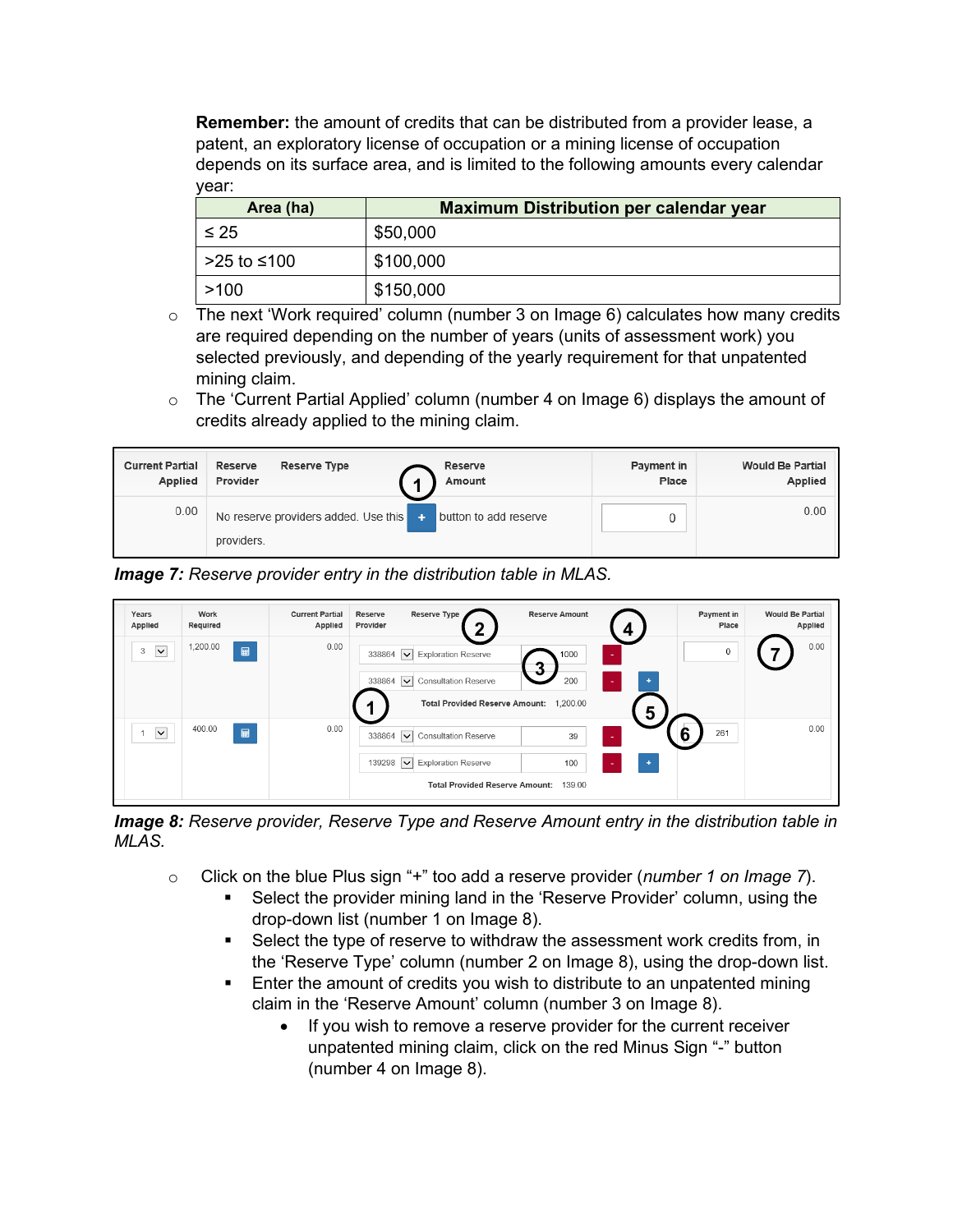**Remember:** the amount of credits that can be distributed from a provider lease, a patent, an exploratory license of occupation or a mining license of occupation depends on its surface area, and is limited to the following amounts every calendar year:

| Area (ha) | Maximum Distribution per calendar year |
|---|---|
| ≤ 25 | $50,000 |
| >25 to ≤100 | $100,000 |
| >100 | $150,000 |

- The next 'Work required' column (number 3 on Image 6) calculates how many credits are required depending on the number of years (units of assessment work) you selected previously, and depending of the yearly requirement for that unpatented mining claim.
- The 'Current Partial Applied' column (number 4 on Image 6) displays the amount of credits already applied to the mining claim.

*Image 7: Reserve provider entry in the distribution table in MLAS.*

*Image 8: Reserve provider, Reserve Type and Reserve Amount entry in the distribution table in MLAS.*

- Click on the blue Plus sign "+" too add a reserve provider (*number 1 on Image 7*).
  - Select the provider mining land in the 'Reserve Provider' column, using the drop-down list (number 1 on Image 8).
  - Select the type of reserve to withdraw the assessment work credits from, in the 'Reserve Type' column (number 2 on Image 8), using the drop-down list.
  - Enter the amount of credits you wish to distribute to an unpatented mining claim in the 'Reserve Amount' column (number 3 on Image 8).
    - If you wish to remove a reserve provider for the current receiver unpatented mining claim, click on the red Minus Sign "-" button (number 4 on Image 8).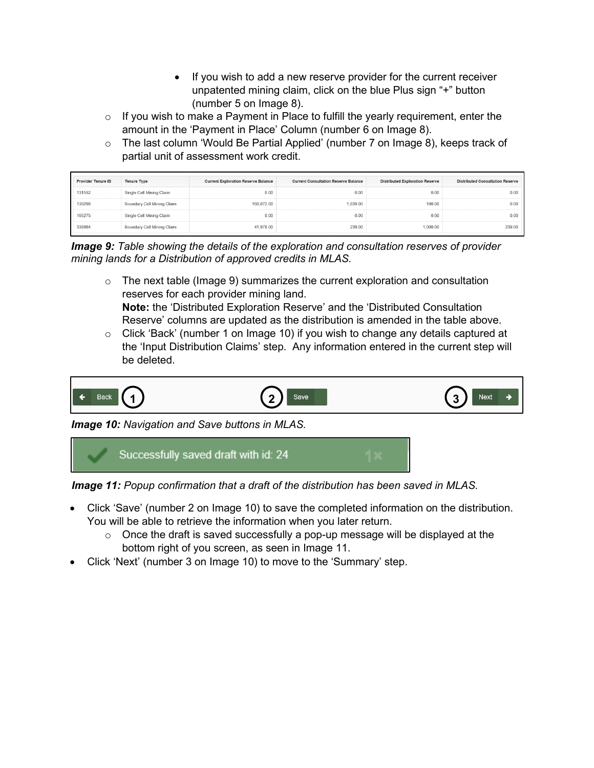- If you wish to add a new reserve provider for the current receiver unpatented mining claim, click on the blue Plus sign "+" button (number 5 on Image 8).
  - If you wish to make a Payment in Place to fulfill the yearly requirement, enter the amount in the 'Payment in Place' Column (number 6 on Image 8).
  - The last column 'Would Be Partial Applied' (number 7 on Image 8), keeps track of partial unit of assessment work credit.

| Provider Tenure ID | Tenure Type | Current Exploration Reserve Balance | Current Consultation Reserve Balance | Distributed Exploration Reserve | Distributed Consultation Reserve |
|---|---|---|---|---|---|
| 131552 | Single Cell Mining Claim | 0.00 | 0.00 | 0.00 | 0.00 |
| 139298 | Boundary Cell Mining Claim | 168,072.00 | 1,839.00 | 100.00 | 0.00 |
| 165275 | Single Cell Mining Claim | 0.00 | 0.00 | 0.00 | 0.00 |
| 338864 | Boundary Cell Mining Claim | 41,978.00 | 239.00 | 1,000.00 | 239.00 |

***Image 9:*** *Table showing the details of the exploration and consultation reserves of provider mining lands for a Distribution of approved credits in MLAS.*

  - The next table (Image 9) summarizes the current exploration and consultation reserves for each provider mining land.
    **Note:** the 'Distributed Exploration Reserve' and the 'Distributed Consultation Reserve' columns are updated as the distribution is amended in the table above.
  - Click 'Back' (number 1 on Image 10) if you wish to change any details captured at the 'Input Distribution Claims' step. Any information entered in the current step will be deleted.

Back (1) | Save (2) | Next (3)

***Image 10:*** *Navigation and Save buttons in MLAS.*

Successfully saved draft with id: 24

***Image 11:*** *Popup confirmation that a draft of the distribution has been saved in MLAS.*

- Click 'Save' (number 2 on Image 10) to save the completed information on the distribution. You will be able to retrieve the information when you later return.
  - Once the draft is saved successfully a pop-up message will be displayed at the bottom right of you screen, as seen in Image 11.
- Click 'Next' (number 3 on Image 10) to move to the 'Summary' step.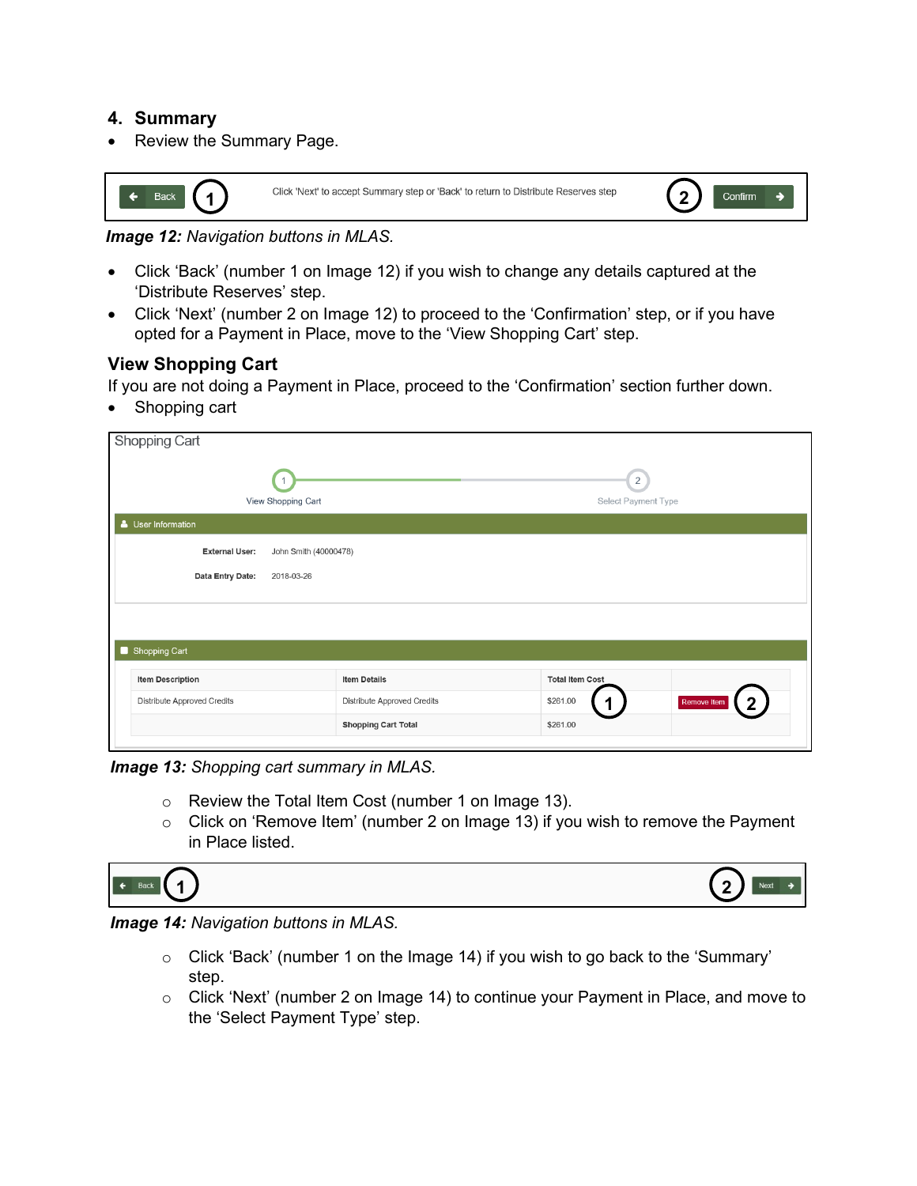## 4. Summary

- Review the Summary Page.

*Image 12:* *Navigation buttons in MLAS.*

- Click 'Back' (number 1 on Image 12) if you wish to change any details captured at the 'Distribute Reserves' step.
- Click 'Next' (number 2 on Image 12) to proceed to the 'Confirmation' step, or if you have opted for a Payment in Place, move to the 'View Shopping Cart' step.

### View Shopping Cart

If you are not doing a Payment in Place, proceed to the 'Confirmation' section further down.

- Shopping cart

*Image 13:* *Shopping cart summary in MLAS.*

  - Review the Total Item Cost (number 1 on Image 13).
  - Click on 'Remove Item' (number 2 on Image 13) if you wish to remove the Payment in Place listed.

*Image 14:* *Navigation buttons in MLAS.*

  - Click 'Back' (number 1 on the Image 14) if you wish to go back to the 'Summary' step.
  - Click 'Next' (number 2 on Image 14) to continue your Payment in Place, and move to the 'Select Payment Type' step.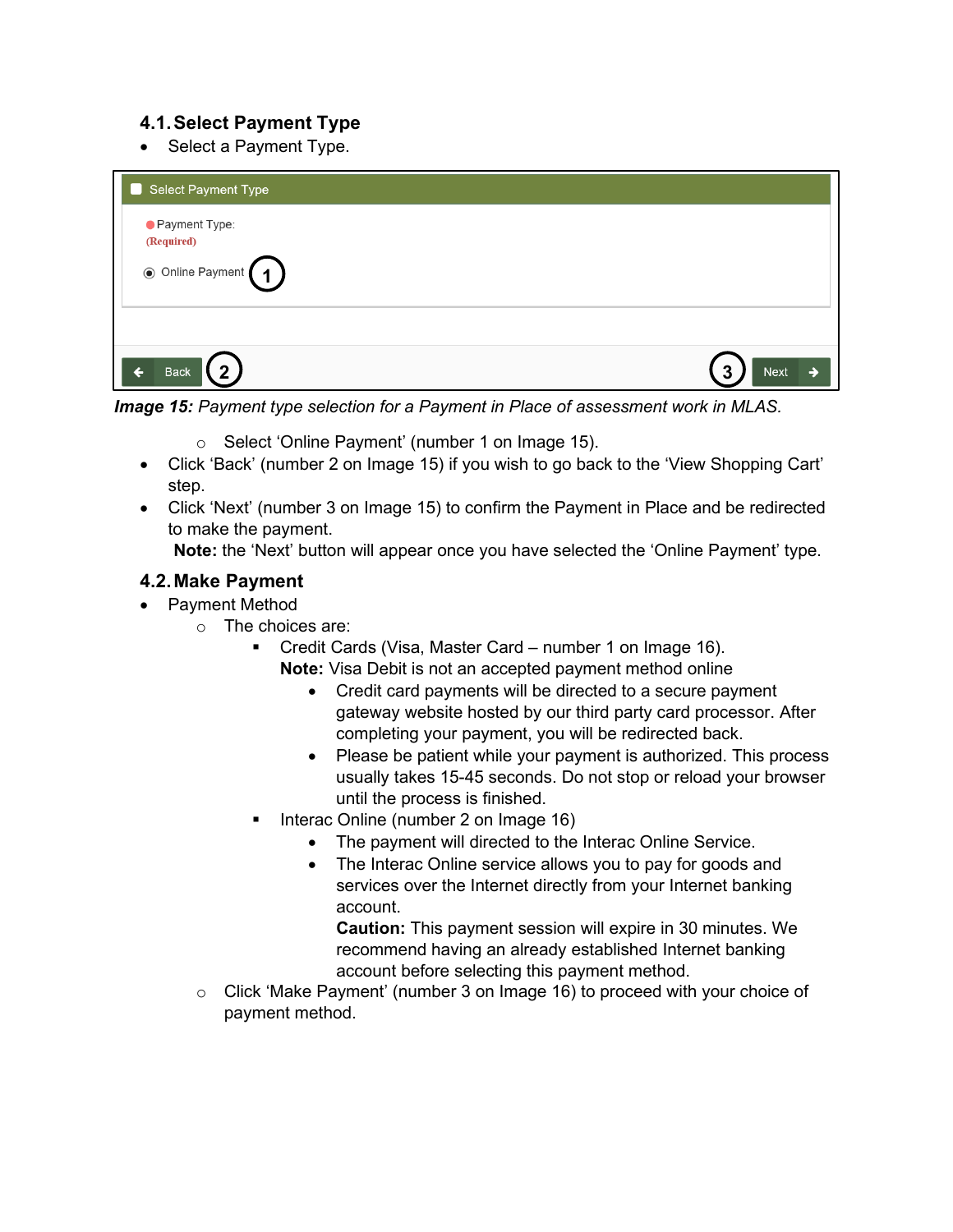### 4.1. Select Payment Type

- Select a Payment Type.

Select Payment Type

Payment Type:
(Required)

Online Payment 1

Back 2 | 3 Next

***Image 15:*** *Payment type selection for a Payment in Place of assessment work in MLAS.*

  - Select 'Online Payment' (number 1 on Image 15).
- Click 'Back' (number 2 on Image 15) if you wish to go back to the 'View Shopping Cart' step.
- Click 'Next' (number 3 on Image 15) to confirm the Payment in Place and be redirected to make the payment.
  **Note:** the 'Next' button will appear once you have selected the 'Online Payment' type.

### 4.2. Make Payment

- Payment Method
  - The choices are:
    - Credit Cards (Visa, Master Card – number 1 on Image 16).
      **Note:** Visa Debit is not an accepted payment method online
      - Credit card payments will be directed to a secure payment gateway website hosted by our third party card processor. After completing your payment, you will be redirected back.
      - Please be patient while your payment is authorized. This process usually takes 15-45 seconds. Do not stop or reload your browser until the process is finished.
    - Interac Online (number 2 on Image 16)
      - The payment will directed to the Interac Online Service.
      - The Interac Online service allows you to pay for goods and services over the Internet directly from your Internet banking account.
        **Caution:** This payment session will expire in 30 minutes. We recommend having an already established Internet banking account before selecting this payment method.
  - Click 'Make Payment' (number 3 on Image 16) to proceed with your choice of payment method.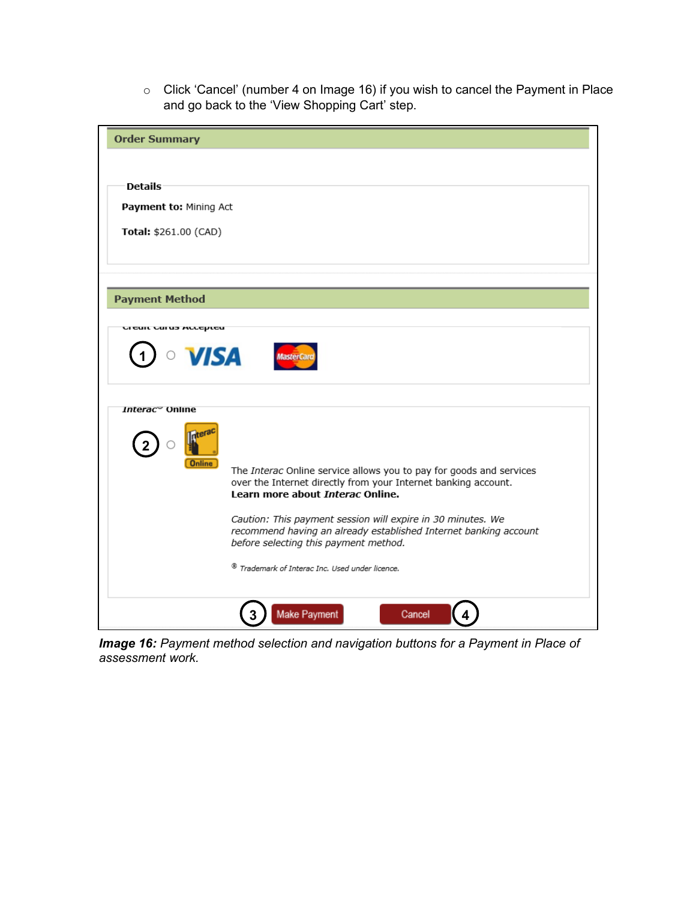- Click 'Cancel' (number 4 on Image 16) if you wish to cancel the Payment in Place and go back to the 'View Shopping Cart' step.

**Order Summary**

**Details**

**Payment to:** Mining Act

**Total:** $261.00 (CAD)

**Payment Method**

**Credit Cards Accepted**

1 ○ VISA MasterCard

***Interac*® Online**

2 ○ Interac Online

The *Interac* Online service allows you to pay for goods and services over the Internet directly from your Internet banking account.
**Learn more about *Interac* Online.**

*Caution: This payment session will expire in 30 minutes. We recommend having an already established Internet banking account before selecting this payment method.*

® *Trademark of Interac Inc. Used under licence.*

3 Make Payment Cancel 4

***Image 16:*** *Payment method selection and navigation buttons for a Payment in Place of assessment work.*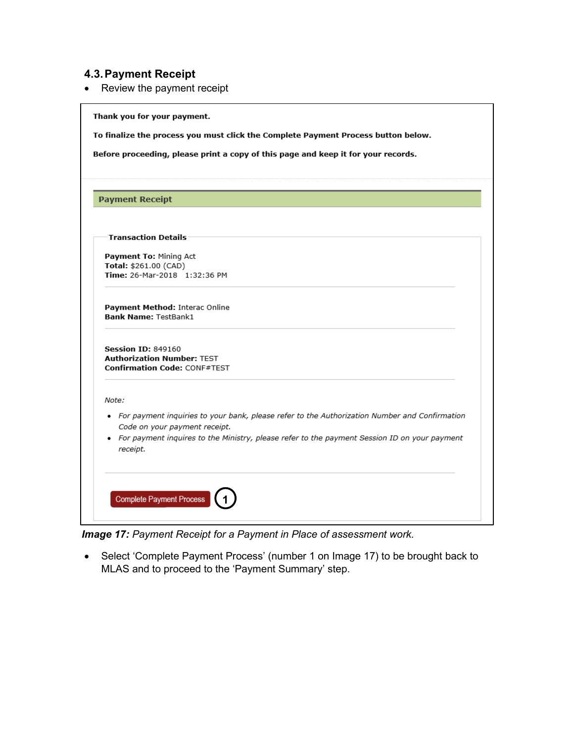## 4.3. Payment Receipt

- Review the payment receipt

**Thank you for your payment.**

**To finalize the process you must click the Complete Payment Process button below.**

**Before proceeding, please print a copy of this page and keep it for your records.**

**Payment Receipt**

**Transaction Details**

**Payment To:** Mining Act
**Total:** $261.00 (CAD)
**Time:** 26-Mar-2018 1:32:36 PM

**Payment Method:** Interac Online
**Bank Name:** TestBank1

**Session ID:** 849160
**Authorization Number:** TEST
**Confirmation Code:** CONF#TEST

*Note:*

- *For payment inquiries to your bank, please refer to the Authorization Number and Confirmation Code on your payment receipt.*
- *For payment inquires to the Ministry, please refer to the payment Session ID on your payment receipt.*

Complete Payment Process (1)

***Image 17:** Payment Receipt for a Payment in Place of assessment work.*

- Select 'Complete Payment Process' (number 1 on Image 17) to be brought back to MLAS and to proceed to the 'Payment Summary' step.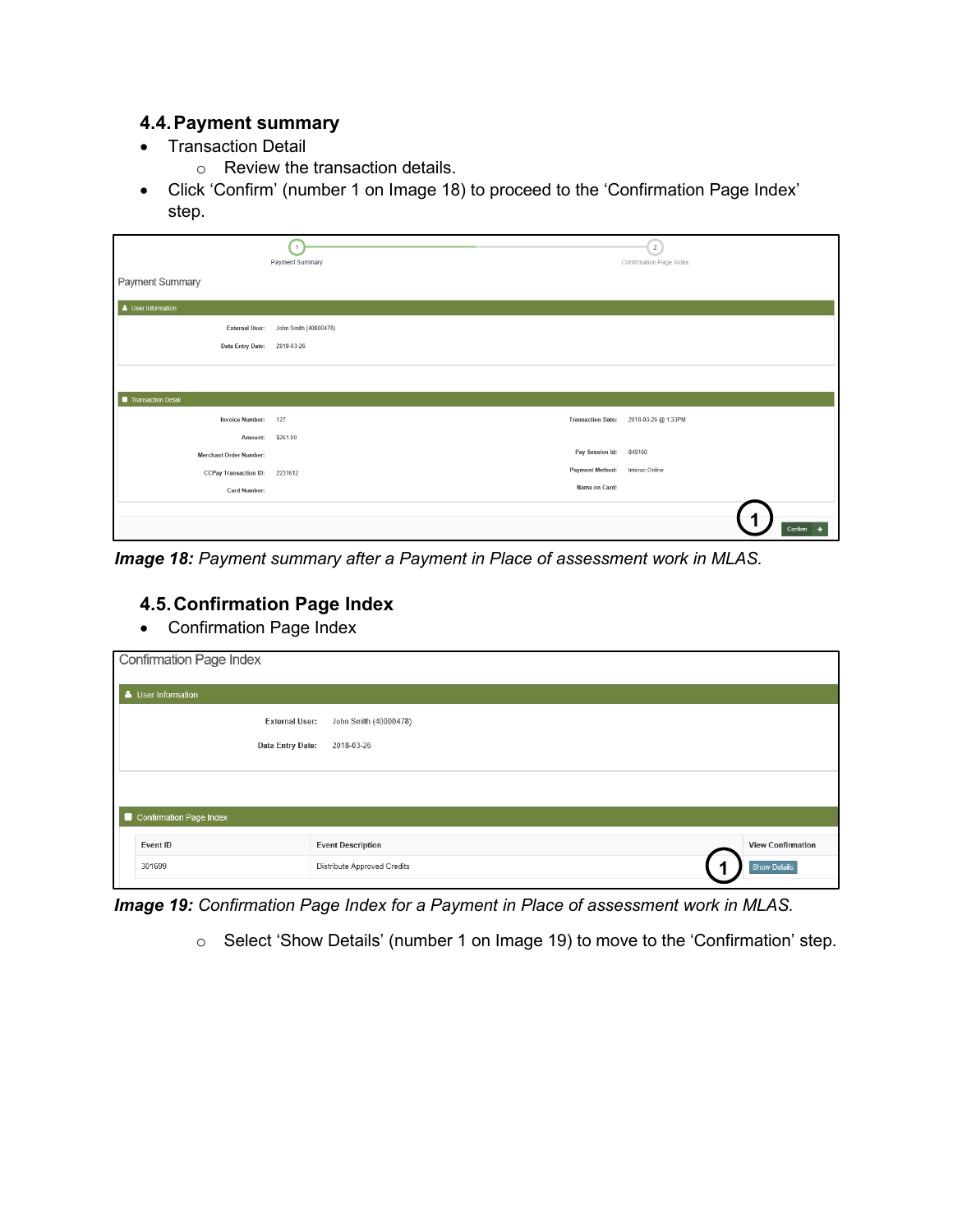## 4.4. Payment summary

- Transaction Detail
  - Review the transaction details.
- Click 'Confirm' (number 1 on Image 18) to proceed to the 'Confirmation Page Index' step.

***Image 18:*** *Payment summary after a Payment in Place of assessment work in MLAS.*

## 4.5. Confirmation Page Index

- Confirmation Page Index

***Image 19:*** *Confirmation Page Index for a Payment in Place of assessment work in MLAS.*

  - Select 'Show Details' (number 1 on Image 19) to move to the 'Confirmation' step.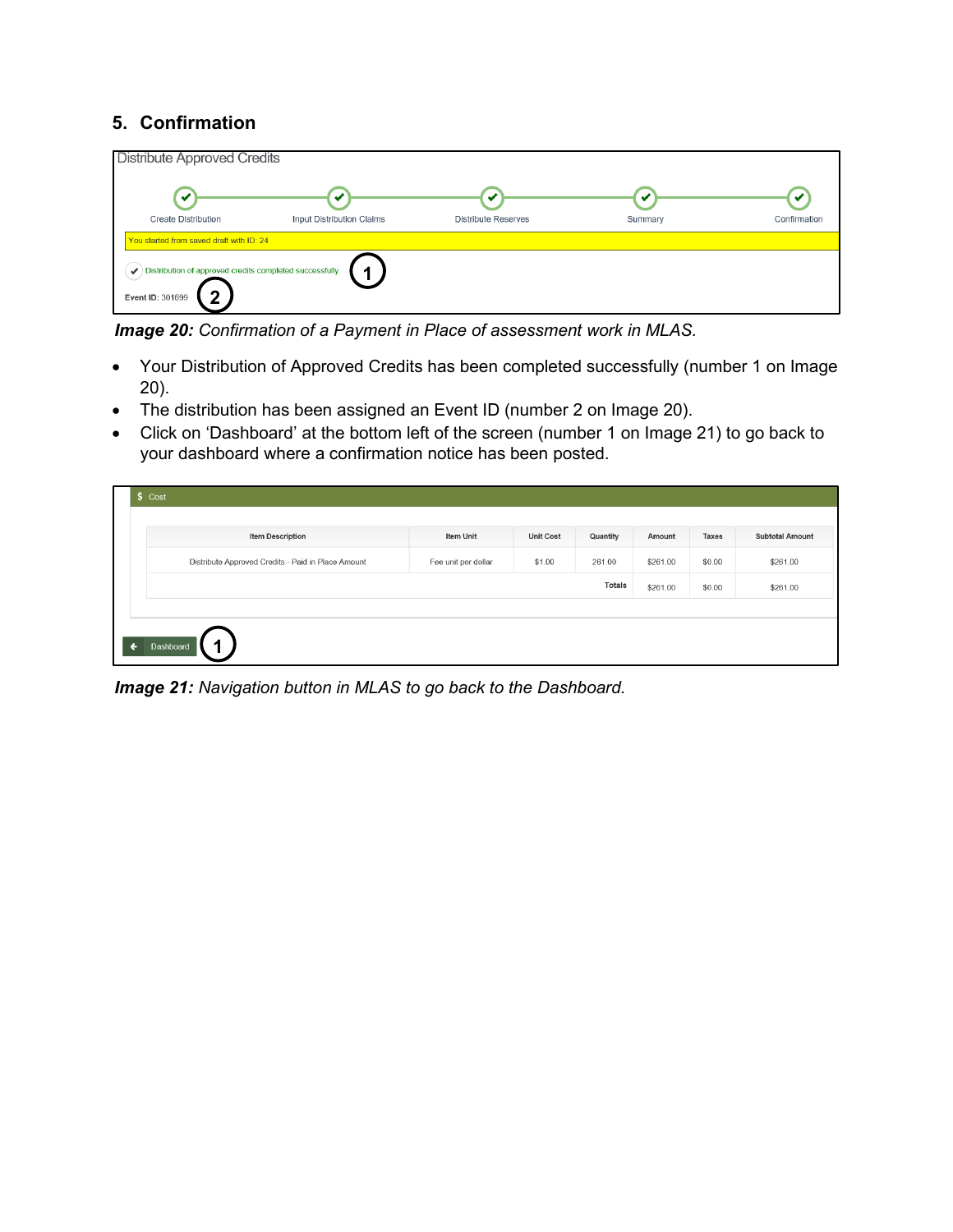## 5. Confirmation

Distribute Approved Credits

Create Distribution
Input Distribution Claims
Distribute Reserves
Summary
Confirmation

You started from saved draft with ID: 24

Distribution of approved credits completed successfully 1

Event ID: 301699 2

***Image 20:*** *Confirmation of a Payment in Place of assessment work in MLAS.*

- Your Distribution of Approved Credits has been completed successfully (number 1 on Image 20).
- The distribution has been assigned an Event ID (number 2 on Image 20).
- Click on 'Dashboard' at the bottom left of the screen (number 1 on Image 21) to go back to your dashboard where a confirmation notice has been posted.

$ Cost

| Item Description | Item Unit | Unit Cost | Quantity | Amount | Taxes | Subtotal Amount |
|---|---|---|---|---|---|---|
| Distribute Approved Credits - Paid in Place Amount | Fee unit per dollar | $1.00 | 261.00 | $261.00 | $0.00 | $261.00 |
| | | | Totals | $261.00 | $0.00 | $261.00 |

Dashboard 1

***Image 21:*** *Navigation button in MLAS to go back to the Dashboard.*